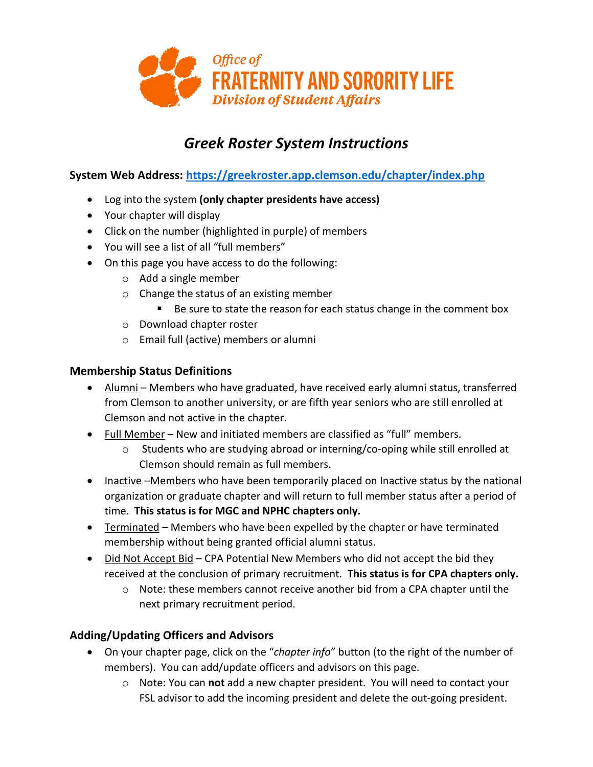Office of
**FRATERNITY AND SORORITY LIFE**
*Division of Student Affairs*

# *Greek Roster System Instructions*

**System Web Address: [https://greekroster.app.clemson.edu/chapter/index.php](https://greekroster.app.clemson.edu/chapter/index.php)**

- Log into the system **(only chapter presidents have access)**
- Your chapter will display
- Click on the number (highlighted in purple) of members
- You will see a list of all "full members"
- On this page you have access to do the following:
  - Add a single member
  - Change the status of an existing member
    - Be sure to state the reason for each status change in the comment box
  - Download chapter roster
  - Email full (active) members or alumni

### Membership Status Definitions

- Alumni – Members who have graduated, have received early alumni status, transferred from Clemson to another university, or are fifth year seniors who are still enrolled at Clemson and not active in the chapter.
- Full Member – New and initiated members are classified as "full" members.
  - Students who are studying abroad or interning/co-oping while still enrolled at Clemson should remain as full members.
- Inactive –Members who have been temporarily placed on Inactive status by the national organization or graduate chapter and will return to full member status after a period of time. **This status is for MGC and NPHC chapters only.**
- Terminated – Members who have been expelled by the chapter or have terminated membership without being granted official alumni status.
- Did Not Accept Bid – CPA Potential New Members who did not accept the bid they received at the conclusion of primary recruitment. **This status is for CPA chapters only.**
  - Note: these members cannot receive another bid from a CPA chapter until the next primary recruitment period.

### Adding/Updating Officers and Advisors

- On your chapter page, click on the "*chapter info*" button (to the right of the number of members). You can add/update officers and advisors on this page.
  - Note: You can **not** add a new chapter president. You will need to contact your FSL advisor to add the incoming president and delete the out-going president.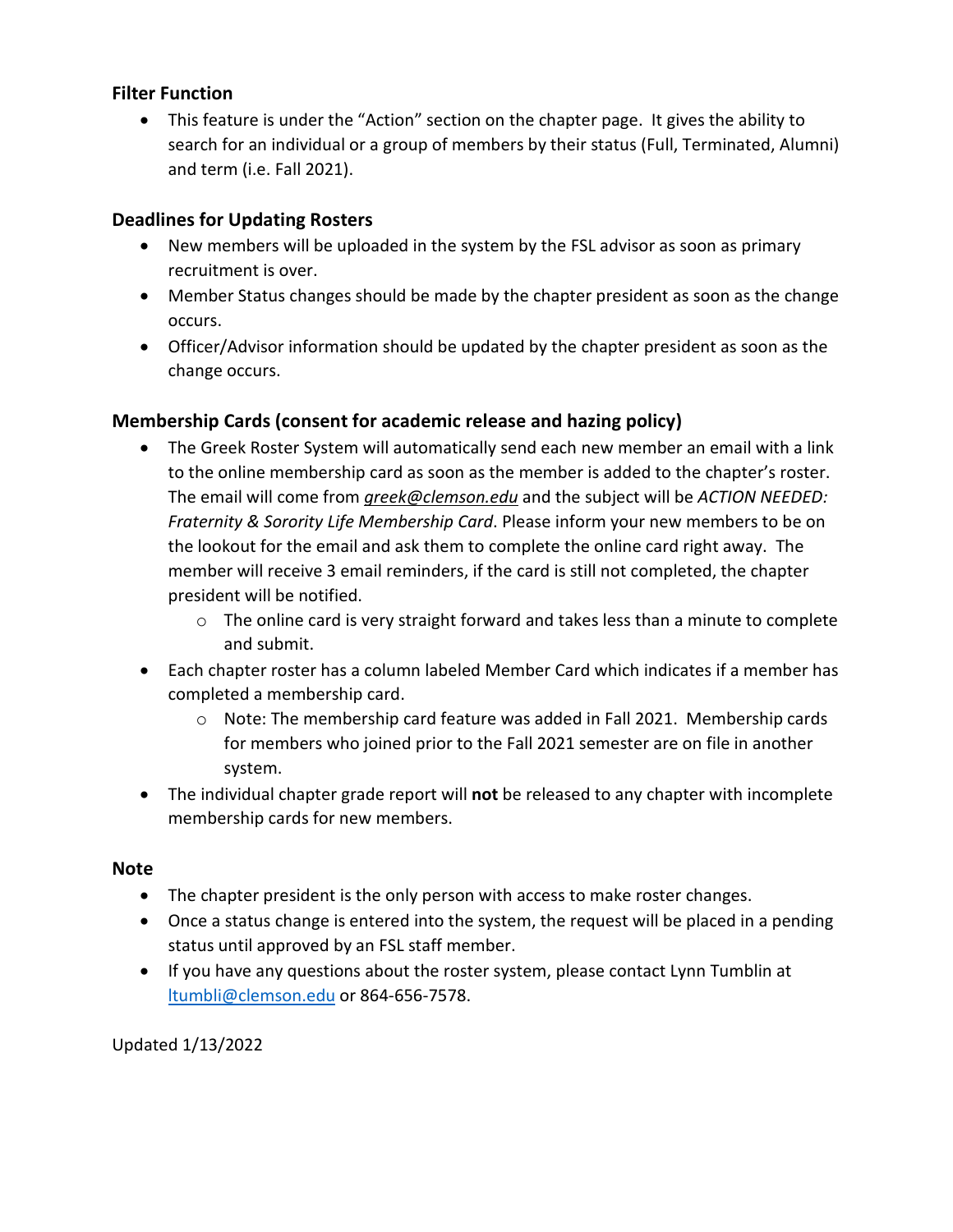### Filter Function

- This feature is under the "Action" section on the chapter page. It gives the ability to search for an individual or a group of members by their status (Full, Terminated, Alumni) and term (i.e. Fall 2021).

### Deadlines for Updating Rosters

- New members will be uploaded in the system by the FSL advisor as soon as primary recruitment is over.
- Member Status changes should be made by the chapter president as soon as the change occurs.
- Officer/Advisor information should be updated by the chapter president as soon as the change occurs.

### Membership Cards (consent for academic release and hazing policy)

- The Greek Roster System will automatically send each new member an email with a link to the online membership card as soon as the member is added to the chapter's roster. The email will come from *greek@clemson.edu* and the subject will be *ACTION NEEDED: Fraternity & Sorority Life Membership Card*. Please inform your new members to be on the lookout for the email and ask them to complete the online card right away. The member will receive 3 email reminders, if the card is still not completed, the chapter president will be notified.
  - The online card is very straight forward and takes less than a minute to complete and submit.
- Each chapter roster has a column labeled Member Card which indicates if a member has completed a membership card.
  - Note: The membership card feature was added in Fall 2021. Membership cards for members who joined prior to the Fall 2021 semester are on file in another system.
- The individual chapter grade report will **not** be released to any chapter with incomplete membership cards for new members.

### Note

- The chapter president is the only person with access to make roster changes.
- Once a status change is entered into the system, the request will be placed in a pending status until approved by an FSL staff member.
- If you have any questions about the roster system, please contact Lynn Tumblin at ltumbli@clemson.edu or 864-656-7578.

Updated 1/13/2022